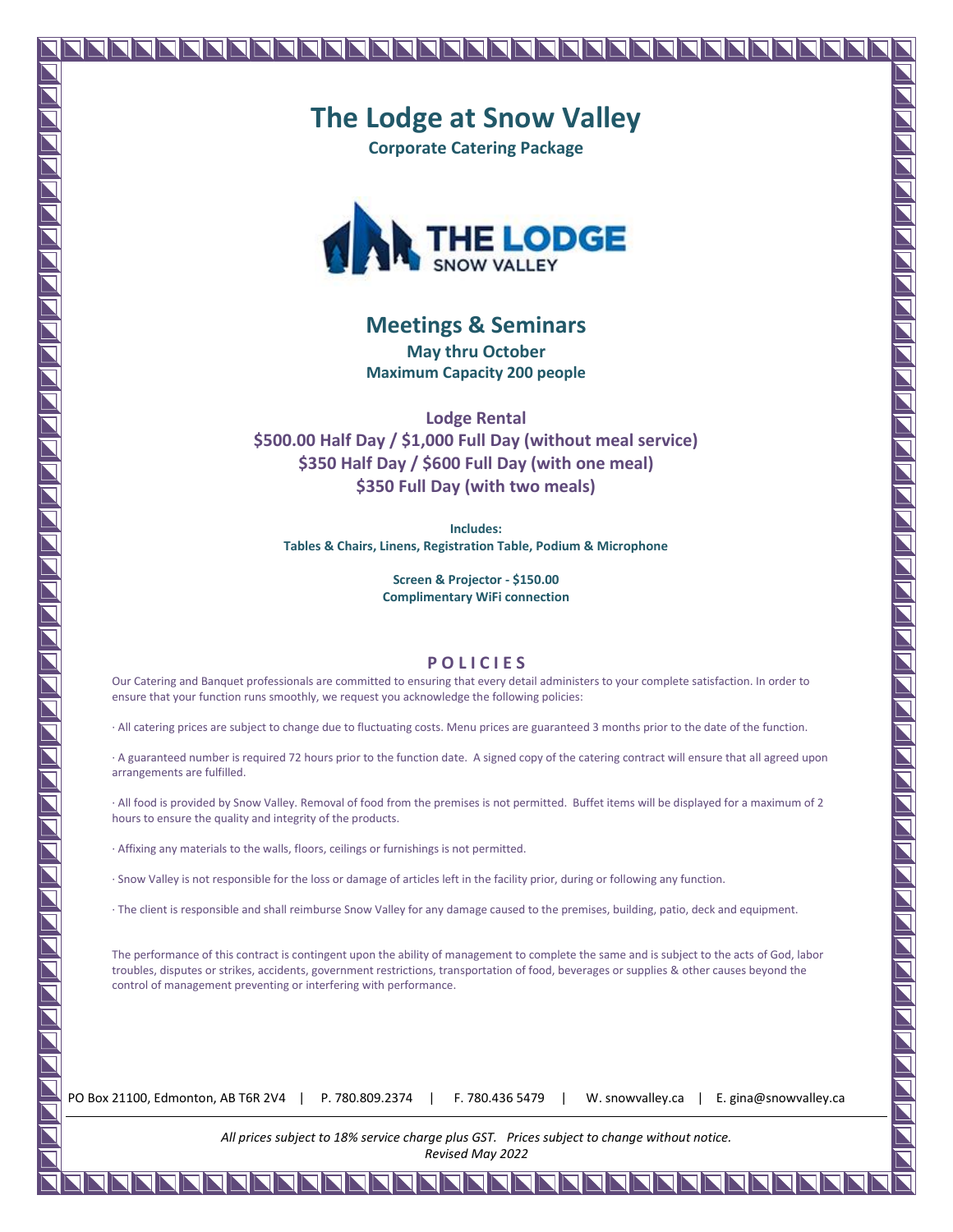# The Lodge at Snow Valley

**Corporate Catering Package**

THE LODGE
SNOW VALLEY

## Meetings & Seminars

**May thru October**
**Maximum Capacity 200 people**

### Lodge Rental

**$500.00 Half Day / $1,000 Full Day (without meal service)**
**$350 Half Day / $600 Full Day (with one meal)**
**$350 Full Day (with two meals)**

**Includes:**
**Tables & Chairs, Linens, Registration Table, Podium & Microphone**

**Screen & Projector - $150.00**
**Complimentary WiFi connection**

### POLICIES

Our Catering and Banquet professionals are committed to ensuring that every detail administers to your complete satisfaction. In order to ensure that your function runs smoothly, we request you acknowledge the following policies:

· All catering prices are subject to change due to fluctuating costs. Menu prices are guaranteed 3 months prior to the date of the function.

· A guaranteed number is required 72 hours prior to the function date. A signed copy of the catering contract will ensure that all agreed upon arrangements are fulfilled.

· All food is provided by Snow Valley. Removal of food from the premises is not permitted. Buffet items will be displayed for a maximum of 2 hours to ensure the quality and integrity of the products.

· Affixing any materials to the walls, floors, ceilings or furnishings is not permitted.

· Snow Valley is not responsible for the loss or damage of articles left in the facility prior, during or following any function.

· The client is responsible and shall reimburse Snow Valley for any damage caused to the premises, building, patio, deck and equipment.

The performance of this contract is contingent upon the ability of management to complete the same and is subject to the acts of God, labor troubles, disputes or strikes, accidents, government restrictions, transportation of food, beverages or supplies & other causes beyond the control of management preventing or interfering with performance.

PO Box 21100, Edmonton, AB T6R 2V4 | P. 780.809.2374 | F. 780.436 5479 | W. snowvalley.ca | E. gina@snowvalley.ca

*All prices subject to 18% service charge plus GST. Prices subject to change without notice.*
*Revised May 2022*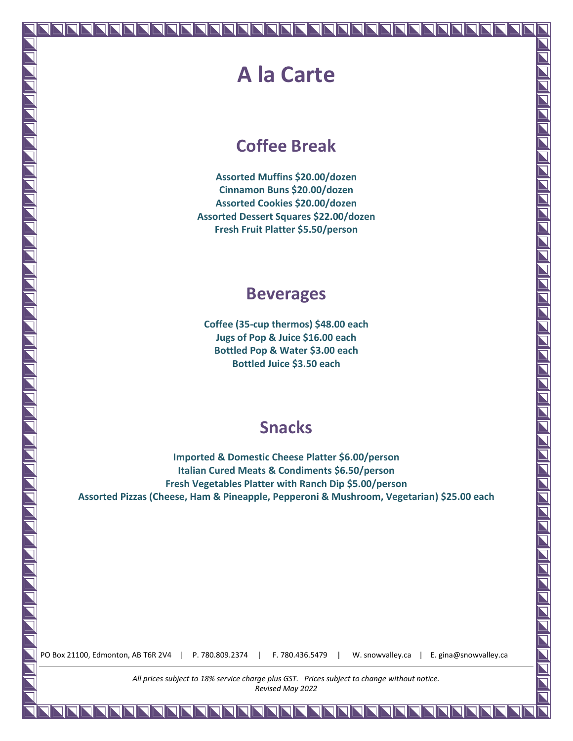# A la Carte

## Coffee Break

**Assorted Muffins $20.00/dozen**
**Cinnamon Buns $20.00/dozen**
**Assorted Cookies $20.00/dozen**
**Assorted Dessert Squares $22.00/dozen**
**Fresh Fruit Platter $5.50/person**

## Beverages

**Coffee (35-cup thermos) $48.00 each**
**Jugs of Pop & Juice $16.00 each**
**Bottled Pop & Water $3.00 each**
**Bottled Juice $3.50 each**

## Snacks

**Imported & Domestic Cheese Platter $6.00/person**
**Italian Cured Meats & Condiments $6.50/person**
**Fresh Vegetables Platter with Ranch Dip $5.00/person**
**Assorted Pizzas (Cheese, Ham & Pineapple, Pepperoni & Mushroom, Vegetarian) $25.00 each**

PO Box 21100, Edmonton, AB T6R 2V4 | P. 780.809.2374 | F. 780.436.5479 | W. snowvalley.ca | E. gina@snowvalley.ca

*All prices subject to 18% service charge plus GST. Prices subject to change without notice.*
*Revised May 2022*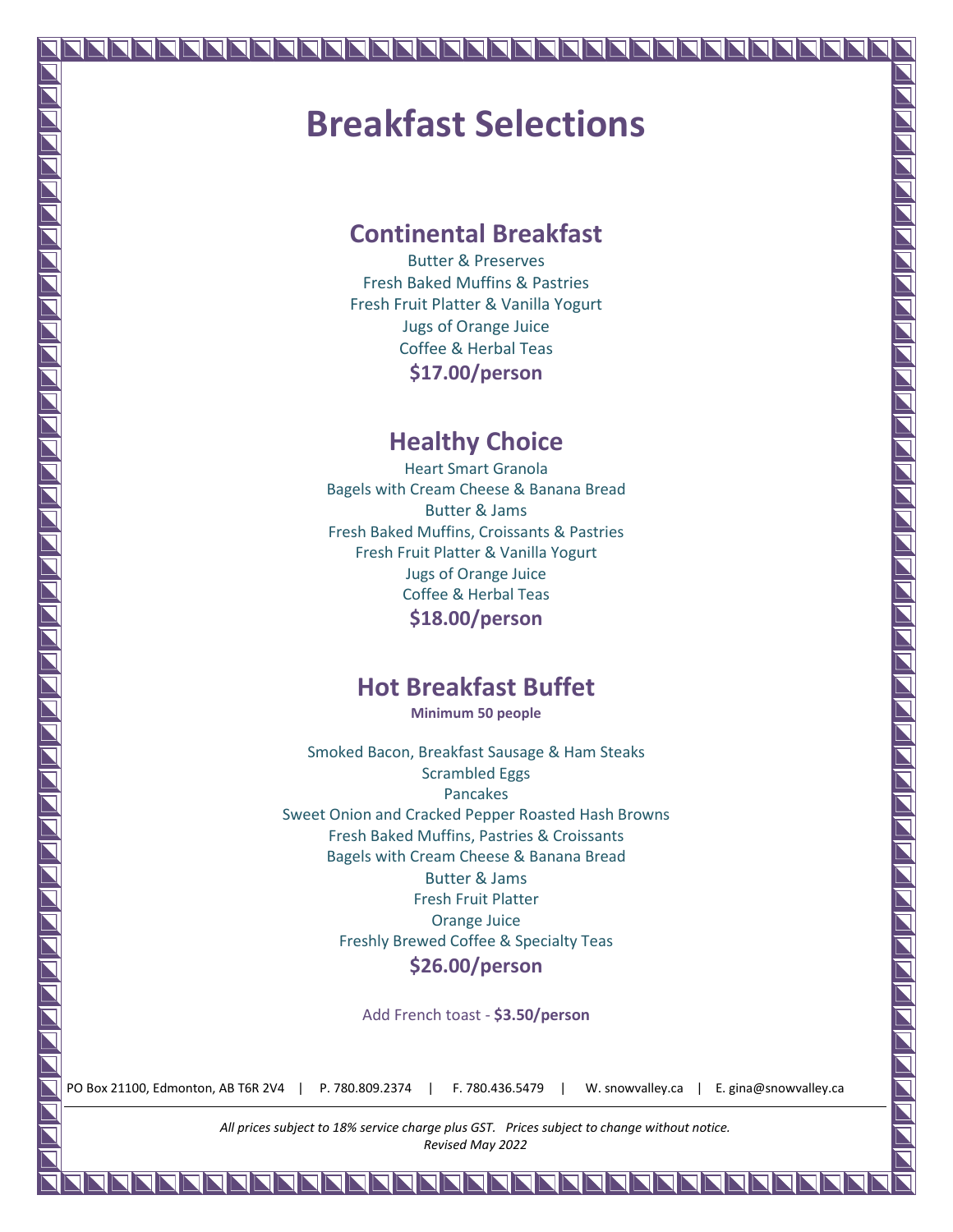# Breakfast Selections

## Continental Breakfast

Butter & Preserves
Fresh Baked Muffins & Pastries
Fresh Fruit Platter & Vanilla Yogurt
Jugs of Orange Juice
Coffee & Herbal Teas

**$17.00/person**

## Healthy Choice

Heart Smart Granola
Bagels with Cream Cheese & Banana Bread
Butter & Jams
Fresh Baked Muffins, Croissants & Pastries
Fresh Fruit Platter & Vanilla Yogurt
Jugs of Orange Juice
Coffee & Herbal Teas

**$18.00/person**

## Hot Breakfast Buffet

**Minimum 50 people**

Smoked Bacon, Breakfast Sausage & Ham Steaks
Scrambled Eggs
Pancakes
Sweet Onion and Cracked Pepper Roasted Hash Browns
Fresh Baked Muffins, Pastries & Croissants
Bagels with Cream Cheese & Banana Bread
Butter & Jams
Fresh Fruit Platter
Orange Juice
Freshly Brewed Coffee & Specialty Teas

**$26.00/person**

Add French toast - **$3.50/person**

PO Box 21100, Edmonton, AB T6R 2V4 | P. 780.809.2374 | F. 780.436.5479 | W. snowvalley.ca | E. gina@snowvalley.ca

*All prices subject to 18% service charge plus GST. Prices subject to change without notice.*
*Revised May 2022*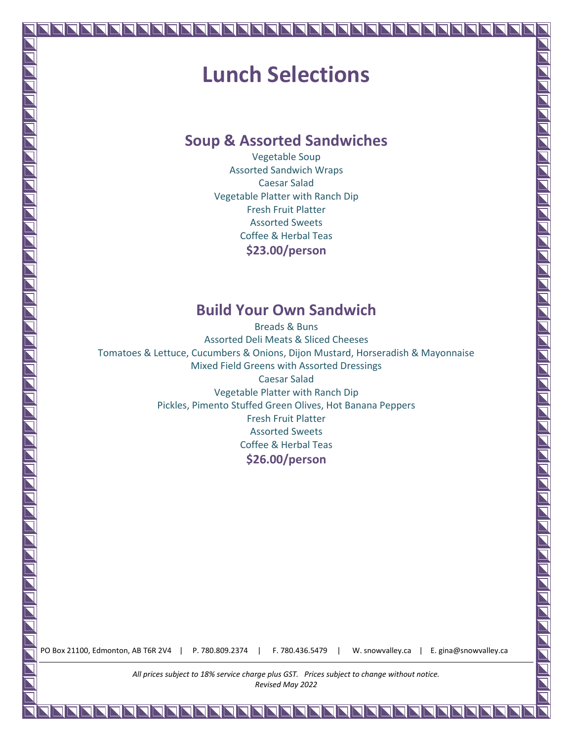# Lunch Selections

## Soup & Assorted Sandwiches

Vegetable Soup
Assorted Sandwich Wraps
Caesar Salad
Vegetable Platter with Ranch Dip
Fresh Fruit Platter
Assorted Sweets
Coffee & Herbal Teas

**$23.00/person**

## Build Your Own Sandwich

Breads & Buns
Assorted Deli Meats & Sliced Cheeses
Tomatoes & Lettuce, Cucumbers & Onions, Dijon Mustard, Horseradish & Mayonnaise
Mixed Field Greens with Assorted Dressings
Caesar Salad
Vegetable Platter with Ranch Dip
Pickles, Pimento Stuffed Green Olives, Hot Banana Peppers
Fresh Fruit Platter
Assorted Sweets
Coffee & Herbal Teas

**$26.00/person**

PO Box 21100, Edmonton, AB T6R 2V4 | P. 780.809.2374 | F. 780.436.5479 | W. snowvalley.ca | E. gina@snowvalley.ca

*All prices subject to 18% service charge plus GST. Prices subject to change without notice.*
*Revised May 2022*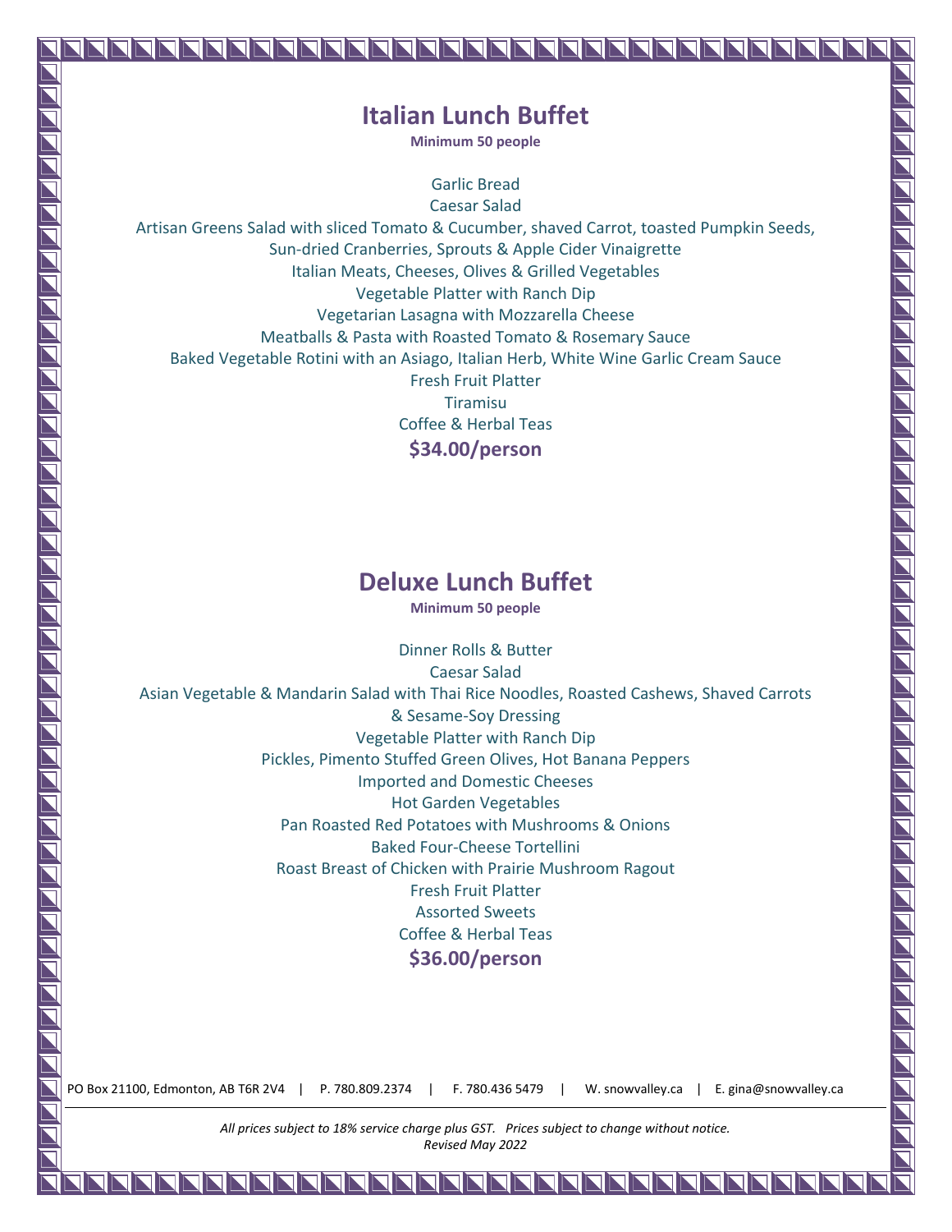## Italian Lunch Buffet

**Minimum 50 people**

Garlic Bread
Caesar Salad
Artisan Greens Salad with sliced Tomato & Cucumber, shaved Carrot, toasted Pumpkin Seeds, Sun-dried Cranberries, Sprouts & Apple Cider Vinaigrette
Italian Meats, Cheeses, Olives & Grilled Vegetables
Vegetable Platter with Ranch Dip
Vegetarian Lasagna with Mozzarella Cheese
Meatballs & Pasta with Roasted Tomato & Rosemary Sauce
Baked Vegetable Rotini with an Asiago, Italian Herb, White Wine Garlic Cream Sauce
Fresh Fruit Platter
Tiramisu
Coffee & Herbal Teas

**$34.00/person**

## Deluxe Lunch Buffet

**Minimum 50 people**

Dinner Rolls & Butter
Caesar Salad
Asian Vegetable & Mandarin Salad with Thai Rice Noodles, Roasted Cashews, Shaved Carrots & Sesame-Soy Dressing
Vegetable Platter with Ranch Dip
Pickles, Pimento Stuffed Green Olives, Hot Banana Peppers
Imported and Domestic Cheeses
Hot Garden Vegetables
Pan Roasted Red Potatoes with Mushrooms & Onions
Baked Four-Cheese Tortellini
Roast Breast of Chicken with Prairie Mushroom Ragout
Fresh Fruit Platter
Assorted Sweets
Coffee & Herbal Teas

**$36.00/person**

PO Box 21100, Edmonton, AB T6R 2V4 | P. 780.809.2374 | F. 780.436 5479 | W. snowvalley.ca | E. gina@snowvalley.ca

*All prices subject to 18% service charge plus GST. Prices subject to change without notice.*
*Revised May 2022*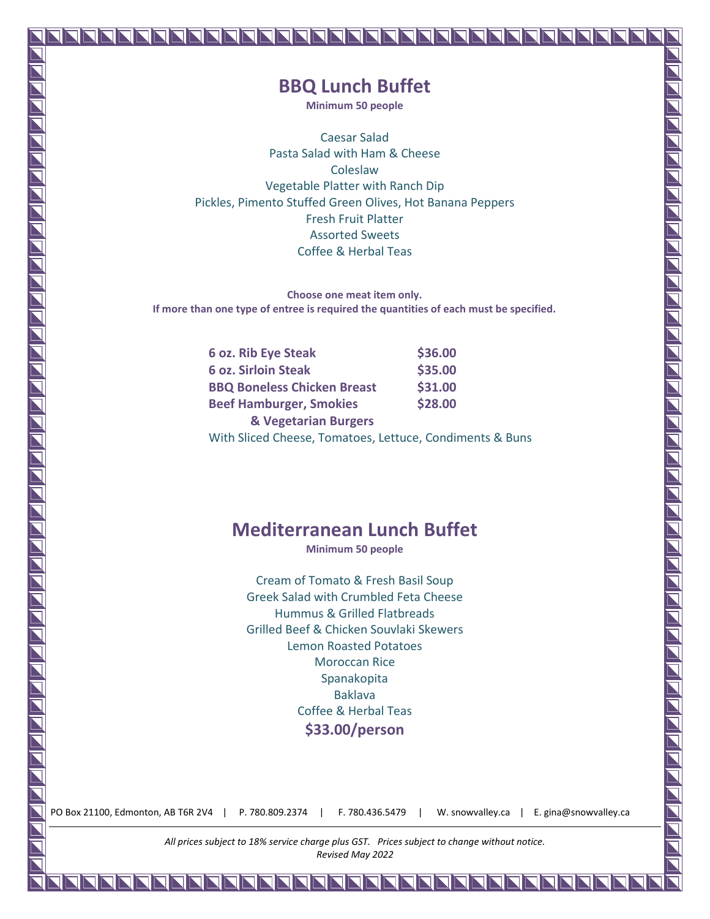# BBQ Lunch Buffet

**Minimum 50 people**

Caesar Salad
Pasta Salad with Ham & Cheese
Coleslaw
Vegetable Platter with Ranch Dip
Pickles, Pimento Stuffed Green Olives, Hot Banana Peppers
Fresh Fruit Platter
Assorted Sweets
Coffee & Herbal Teas

**Choose one meat item only.**
**If more than one type of entree is required the quantities of each must be specified.**

| | |
|---|---|
| **6 oz. Rib Eye Steak** | **$36.00** |
| **6 oz. Sirloin Steak** | **$35.00** |
| **BBQ Boneless Chicken Breast** | **$31.00** |
| **Beef Hamburger, Smokies & Vegetarian Burgers** | **$28.00** |

With Sliced Cheese, Tomatoes, Lettuce, Condiments & Buns

# Mediterranean Lunch Buffet

**Minimum 50 people**

Cream of Tomato & Fresh Basil Soup
Greek Salad with Crumbled Feta Cheese
Hummus & Grilled Flatbreads
Grilled Beef & Chicken Souvlaki Skewers
Lemon Roasted Potatoes
Moroccan Rice
Spanakopita
Baklava
Coffee & Herbal Teas

**$33.00/person**

PO Box 21100, Edmonton, AB T6R 2V4 | P. 780.809.2374 | F. 780.436.5479 | W. snowvalley.ca | E. gina@snowvalley.ca

*All prices subject to 18% service charge plus GST. Prices subject to change without notice.*
*Revised May 2022*